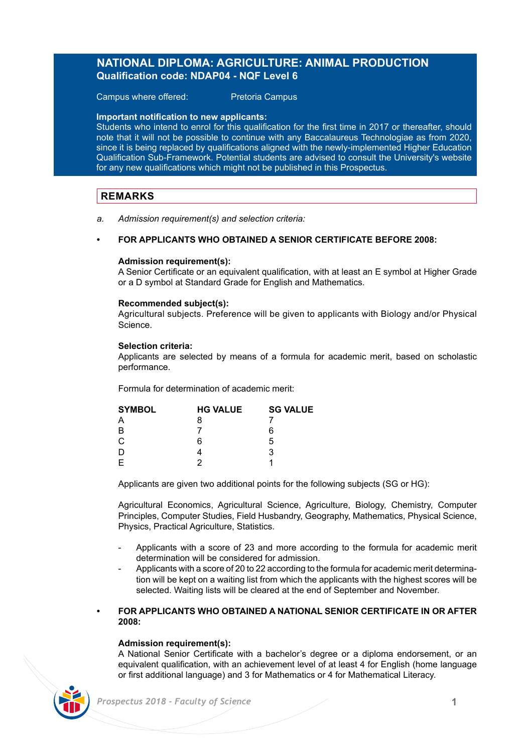# NATIONAL DIPLOMA: AGRICULTURE: ANIMAL PRODUCTION

**Qualification code: NDAP04 - NQF Level 6**

Campus where offered: Pretoria Campus

**Important notification to new applicants:**
Students who intend to enrol for this qualification for the first time in 2017 or thereafter, should note that it will not be possible to continue with any Baccalaureus Technologiae as from 2020, since it is being replaced by qualifications aligned with the newly-implemented Higher Education Qualification Sub-Framework. Potential students are advised to consult the University's website for any new qualifications which might not be published in this Prospectus.

## REMARKS

a. *Admission requirement(s) and selection criteria:*

- **FOR APPLICANTS WHO OBTAINED A SENIOR CERTIFICATE BEFORE 2008:**

**Admission requirement(s):**
A Senior Certificate or an equivalent qualification, with at least an E symbol at Higher Grade or a D symbol at Standard Grade for English and Mathematics.

**Recommended subject(s):**
Agricultural subjects. Preference will be given to applicants with Biology and/or Physical Science.

**Selection criteria:**
Applicants are selected by means of a formula for academic merit, based on scholastic performance.

Formula for determination of academic merit:

| SYMBOL | HG VALUE | SG VALUE |
|---|---|---|
| A | 8 | 7 |
| B | 7 | 6 |
| C | 6 | 5 |
| D | 4 | 3 |
| E | 2 | 1 |

Applicants are given two additional points for the following subjects (SG or HG):

Agricultural Economics, Agricultural Science, Agriculture, Biology, Chemistry, Computer Principles, Computer Studies, Field Husbandry, Geography, Mathematics, Physical Science, Physics, Practical Agriculture, Statistics.

- Applicants with a score of 23 and more according to the formula for academic merit determination will be considered for admission.
- Applicants with a score of 20 to 22 according to the formula for academic merit determination will be kept on a waiting list from which the applicants with the highest scores will be selected. Waiting lists will be cleared at the end of September and November.

- **FOR APPLICANTS WHO OBTAINED A NATIONAL SENIOR CERTIFICATE IN OR AFTER 2008:**

**Admission requirement(s):**
A National Senior Certificate with a bachelor's degree or a diploma endorsement, or an equivalent qualification, with an achievement level of at least 4 for English (home language or first additional language) and 3 for Mathematics or 4 for Mathematical Literacy.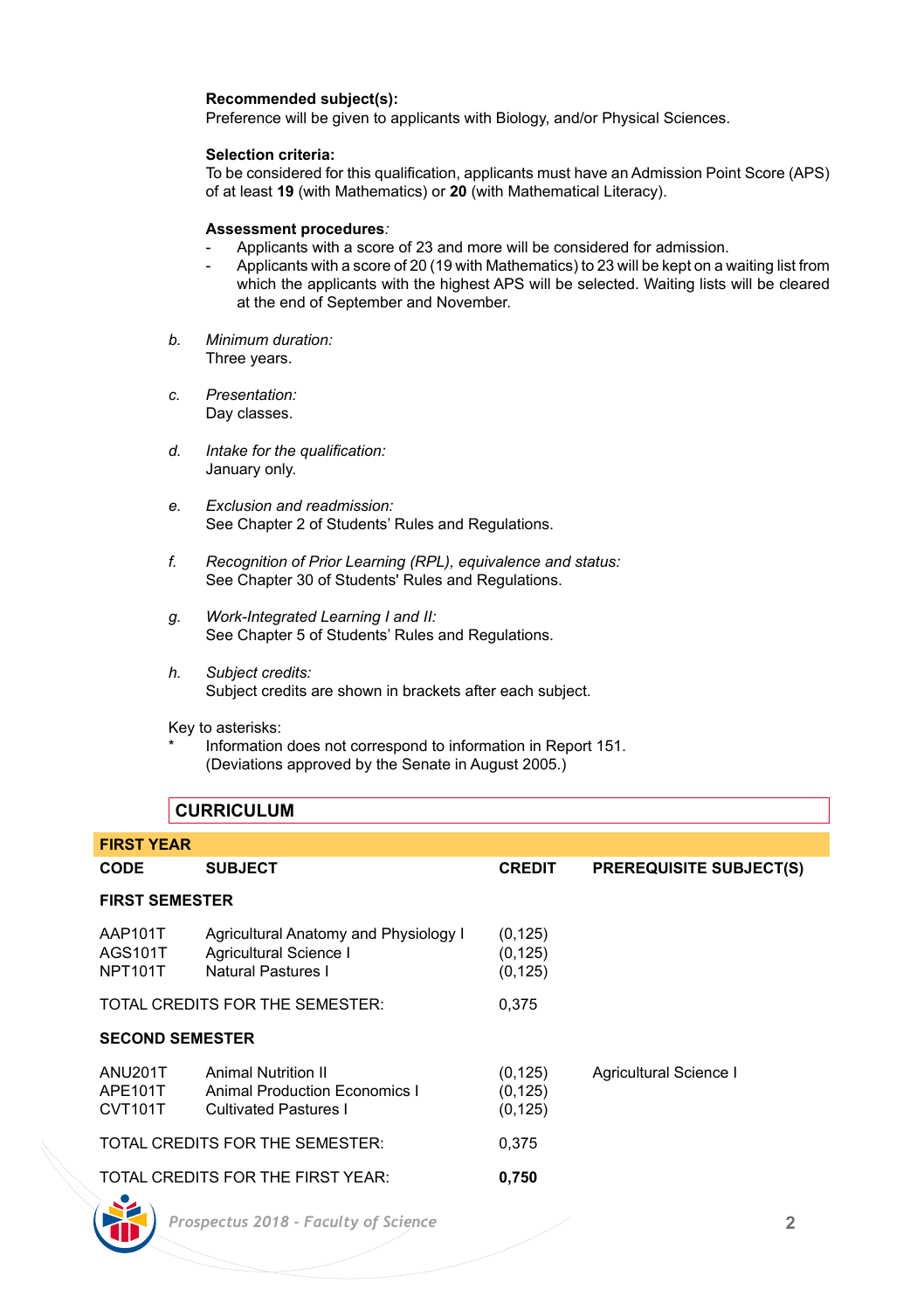**Recommended subject(s):**
Preference will be given to applicants with Biology, and/or Physical Sciences.

**Selection criteria:**
To be considered for this qualification, applicants must have an Admission Point Score (APS) of at least **19** (with Mathematics) or **20** (with Mathematical Literacy).

**Assessment procedures***:*

- Applicants with a score of 23 and more will be considered for admission.
- Applicants with a score of 20 (19 with Mathematics) to 23 will be kept on a waiting list from which the applicants with the highest APS will be selected. Waiting lists will be cleared at the end of September and November.

*b.* *Minimum duration:*
Three years.

*c.* *Presentation:*
Day classes.

*d.* *Intake for the qualification:*
January only.

*e.* *Exclusion and readmission:*
See Chapter 2 of Students' Rules and Regulations.

*f.* *Recognition of Prior Learning (RPL), equivalence and status:*
See Chapter 30 of Students' Rules and Regulations.

*g.* *Work-Integrated Learning I and II:*
See Chapter 5 of Students' Rules and Regulations.

*h.* *Subject credits:*
Subject credits are shown in brackets after each subject.

Key to asterisks:
\* Information does not correspond to information in Report 151. (Deviations approved by the Senate in August 2005.)

## CURRICULUM

### FIRST YEAR

| CODE | SUBJECT | CREDIT | PREREQUISITE SUBJECT(S) |
|---|---|---|---|
| **FIRST SEMESTER** | | | |
| AAP101T | Agricultural Anatomy and Physiology I | (0,125) | |
| AGS101T | Agricultural Science I | (0,125) | |
| NPT101T | Natural Pastures I | (0,125) | |
| TOTAL CREDITS FOR THE SEMESTER: | | 0,375 | |
| **SECOND SEMESTER** | | | |
| ANU201T | Animal Nutrition II | (0,125) | Agricultural Science I |
| APE101T | Animal Production Economics I | (0,125) | |
| CVT101T | Cultivated Pastures I | (0,125) | |
| TOTAL CREDITS FOR THE SEMESTER: | | 0,375 | |
| TOTAL CREDITS FOR THE FIRST YEAR: | | **0,750** | |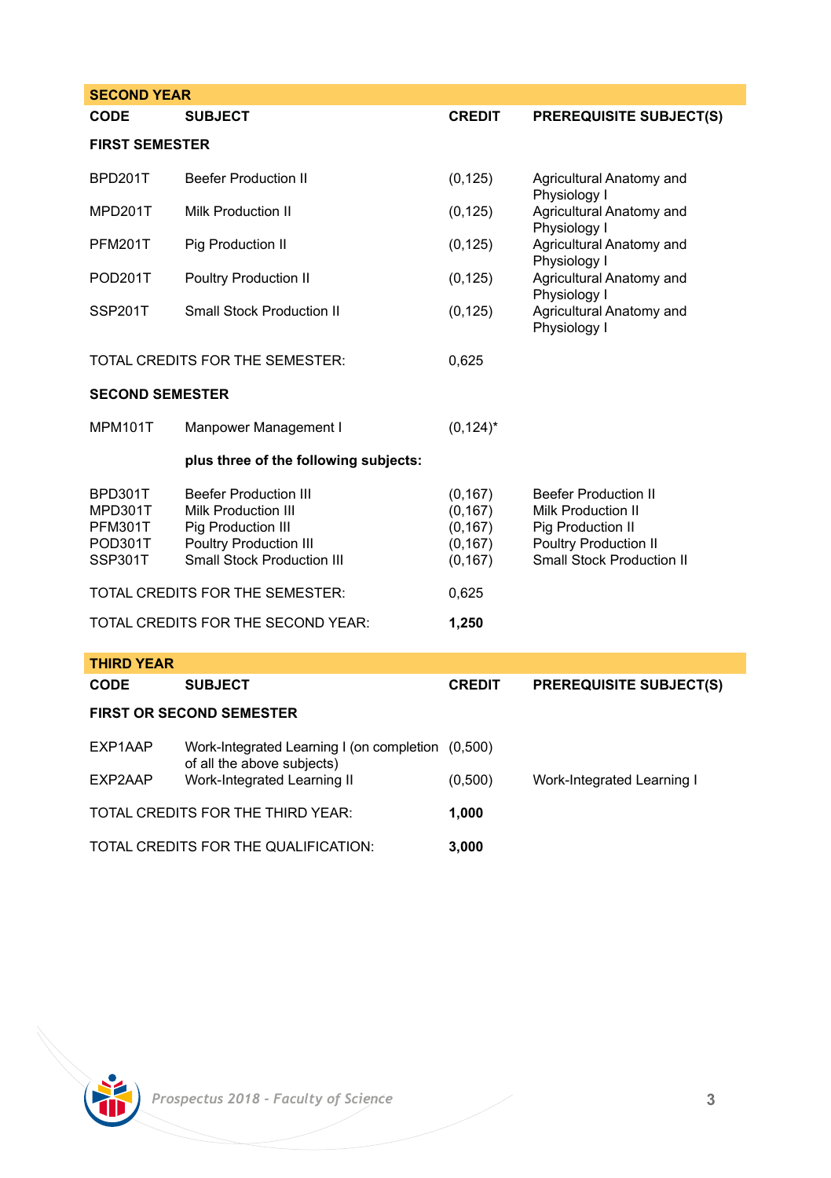## SECOND YEAR

| CODE | SUBJECT | CREDIT | PREREQUISITE SUBJECT(S) |
|---|---|---|---|
| **FIRST SEMESTER** | | | |
| BPD201T | Beefer Production II | (0,125) | Agricultural Anatomy and Physiology I |
| MPD201T | Milk Production II | (0,125) | Agricultural Anatomy and Physiology I |
| PFM201T | Pig Production II | (0,125) | Agricultural Anatomy and Physiology I |
| POD201T | Poultry Production II | (0,125) | Agricultural Anatomy and Physiology I |
| SSP201T | Small Stock Production II | (0,125) | Agricultural Anatomy and Physiology I |
| TOTAL CREDITS FOR THE SEMESTER: | | 0,625 | |
| **SECOND SEMESTER** | | | |
| MPM101T | Manpower Management I | (0,124)* | |
| | **plus three of the following subjects:** | | |
| BPD301T | Beefer Production III | (0,167) | Beefer Production II |
| MPD301T | Milk Production III | (0,167) | Milk Production II |
| PFM301T | Pig Production III | (0,167) | Pig Production II |
| POD301T | Poultry Production III | (0,167) | Poultry Production II |
| SSP301T | Small Stock Production III | (0,167) | Small Stock Production II |
| TOTAL CREDITS FOR THE SEMESTER: | | 0,625 | |
| TOTAL CREDITS FOR THE SECOND YEAR: | | **1,250** | |

## THIRD YEAR

| CODE | SUBJECT | CREDIT | PREREQUISITE SUBJECT(S) |
|---|---|---|---|
| **FIRST OR SECOND SEMESTER** | | | |
| EXP1AAP | Work-Integrated Learning I (on completion of all the above subjects) | (0,500) | |
| EXP2AAP | Work-Integrated Learning II | (0,500) | Work-Integrated Learning I |
| TOTAL CREDITS FOR THE THIRD YEAR: | | **1,000** | |
| TOTAL CREDITS FOR THE QUALIFICATION: | | **3,000** | |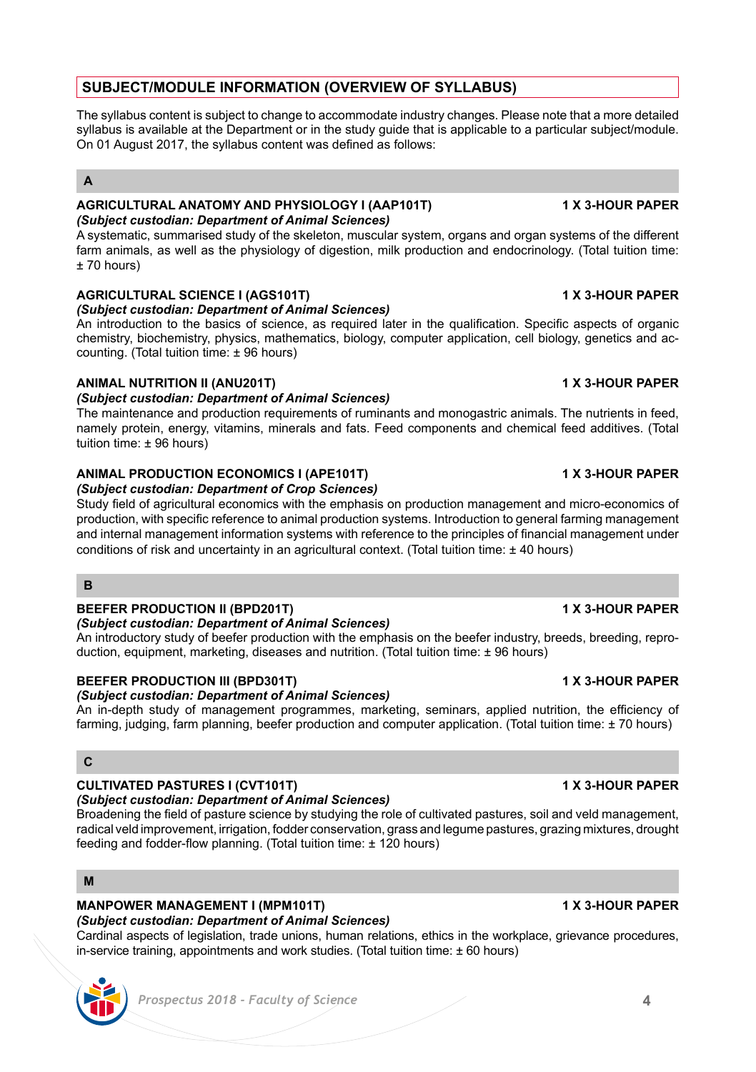## SUBJECT/MODULE INFORMATION (OVERVIEW OF SYLLABUS)

The syllabus content is subject to change to accommodate industry changes. Please note that a more detailed syllabus is available at the Department or in the study guide that is applicable to a particular subject/module. On 01 August 2017, the syllabus content was defined as follows:

### A

**AGRICULTURAL ANATOMY AND PHYSIOLOGY I (AAP101T)** **1 X 3-HOUR PAPER**
***(Subject custodian: Department of Animal Sciences)***
A systematic, summarised study of the skeleton, muscular system, organs and organ systems of the different farm animals, as well as the physiology of digestion, milk production and endocrinology. (Total tuition time: ± 70 hours)

**AGRICULTURAL SCIENCE I (AGS101T)** **1 X 3-HOUR PAPER**
***(Subject custodian: Department of Animal Sciences)***
An introduction to the basics of science, as required later in the qualification. Specific aspects of organic chemistry, biochemistry, physics, mathematics, biology, computer application, cell biology, genetics and accounting. (Total tuition time: ± 96 hours)

**ANIMAL NUTRITION II (ANU201T)** **1 X 3-HOUR PAPER**
***(Subject custodian: Department of Animal Sciences)***
The maintenance and production requirements of ruminants and monogastric animals. The nutrients in feed, namely protein, energy, vitamins, minerals and fats. Feed components and chemical feed additives. (Total tuition time: ± 96 hours)

**ANIMAL PRODUCTION ECONOMICS I (APE101T)** **1 X 3-HOUR PAPER**
***(Subject custodian: Department of Crop Sciences)***
Study field of agricultural economics with the emphasis on production management and micro-economics of production, with specific reference to animal production systems. Introduction to general farming management and internal management information systems with reference to the principles of financial management under conditions of risk and uncertainty in an agricultural context. (Total tuition time: ± 40 hours)

### B

**BEEFER PRODUCTION II (BPD201T)** **1 X 3-HOUR PAPER**
***(Subject custodian: Department of Animal Sciences)***
An introductory study of beefer production with the emphasis on the beefer industry, breeds, breeding, reproduction, equipment, marketing, diseases and nutrition. (Total tuition time: ± 96 hours)

**BEEFER PRODUCTION III (BPD301T)** **1 X 3-HOUR PAPER**
***(Subject custodian: Department of Animal Sciences)***
An in-depth study of management programmes, marketing, seminars, applied nutrition, the efficiency of farming, judging, farm planning, beefer production and computer application. (Total tuition time: ± 70 hours)

### C

**CULTIVATED PASTURES I (CVT101T)** **1 X 3-HOUR PAPER**
***(Subject custodian: Department of Animal Sciences)***
Broadening the field of pasture science by studying the role of cultivated pastures, soil and veld management, radical veld improvement, irrigation, fodder conservation, grass and legume pastures, grazing mixtures, drought feeding and fodder-flow planning. (Total tuition time: ± 120 hours)

### M

**MANPOWER MANAGEMENT I (MPM101T)** **1 X 3-HOUR PAPER**
***(Subject custodian: Department of Animal Sciences)***
Cardinal aspects of legislation, trade unions, human relations, ethics in the workplace, grievance procedures, in-service training, appointments and work studies. (Total tuition time: ± 60 hours)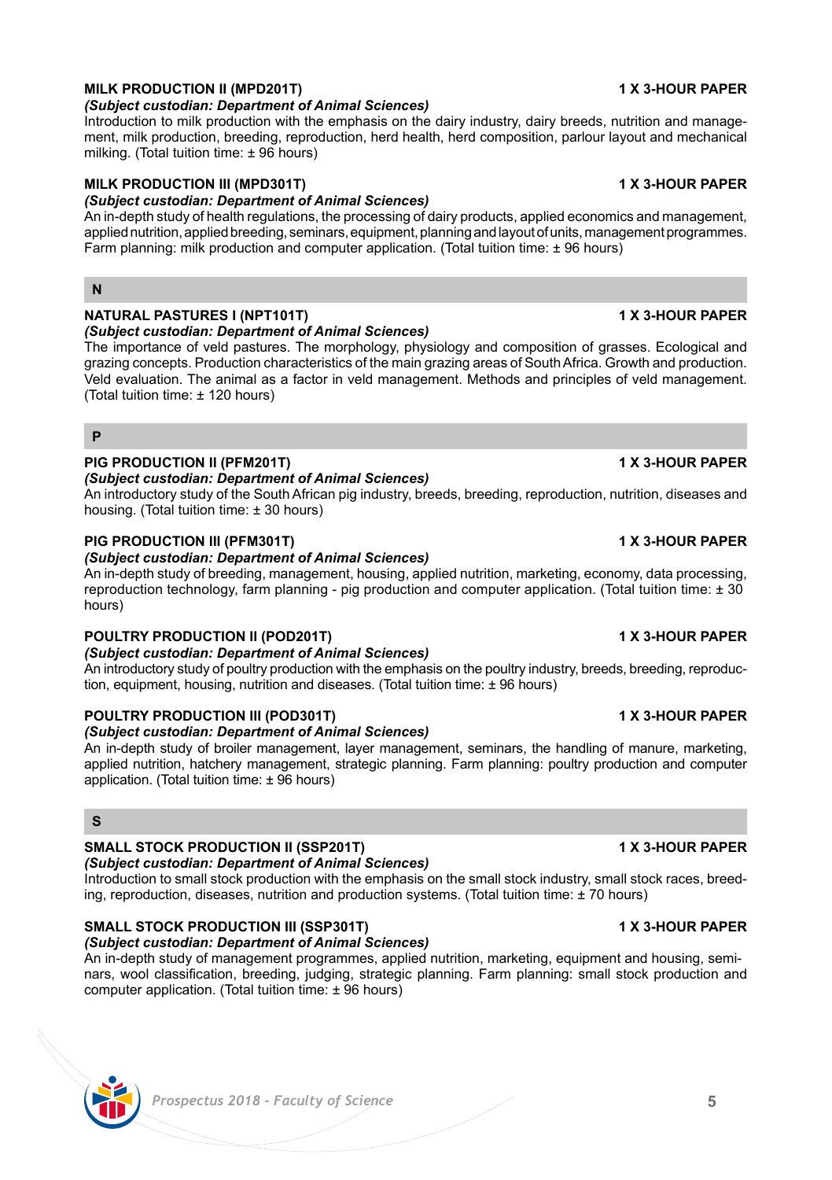**MILK PRODUCTION II (MPD201T)** **1 X 3-HOUR PAPER**

***(Subject custodian: Department of Animal Sciences)***

Introduction to milk production with the emphasis on the dairy industry, dairy breeds, nutrition and management, milk production, breeding, reproduction, herd health, herd composition, parlour layout and mechanical milking. (Total tuition time: ± 96 hours)

**MILK PRODUCTION III (MPD301T)** **1 X 3-HOUR PAPER**

***(Subject custodian: Department of Animal Sciences)***

An in-depth study of health regulations, the processing of dairy products, applied economics and management, applied nutrition, applied breeding, seminars, equipment, planning and layout of units, management programmes. Farm planning: milk production and computer application. (Total tuition time: ± 96 hours)

## N

**NATURAL PASTURES I (NPT101T)** **1 X 3-HOUR PAPER**

***(Subject custodian: Department of Animal Sciences)***

The importance of veld pastures. The morphology, physiology and composition of grasses. Ecological and grazing concepts. Production characteristics of the main grazing areas of South Africa. Growth and production. Veld evaluation. The animal as a factor in veld management. Methods and principles of veld management. (Total tuition time: ± 120 hours)

## P

**PIG PRODUCTION II (PFM201T)** **1 X 3-HOUR PAPER**

***(Subject custodian: Department of Animal Sciences)***

An introductory study of the South African pig industry, breeds, breeding, reproduction, nutrition, diseases and housing. (Total tuition time: ± 30 hours)

**PIG PRODUCTION III (PFM301T)** **1 X 3-HOUR PAPER**

***(Subject custodian: Department of Animal Sciences)***

An in-depth study of breeding, management, housing, applied nutrition, marketing, economy, data processing, reproduction technology, farm planning - pig production and computer application. (Total tuition time: ± 30 hours)

**POULTRY PRODUCTION II (POD201T)** **1 X 3-HOUR PAPER**

***(Subject custodian: Department of Animal Sciences)***

An introductory study of poultry production with the emphasis on the poultry industry, breeds, breeding, reproduction, equipment, housing, nutrition and diseases. (Total tuition time: ± 96 hours)

**POULTRY PRODUCTION III (POD301T)** **1 X 3-HOUR PAPER**

***(Subject custodian: Department of Animal Sciences)***

An in-depth study of broiler management, layer management, seminars, the handling of manure, marketing, applied nutrition, hatchery management, strategic planning. Farm planning: poultry production and computer application. (Total tuition time: ± 96 hours)

## S

**SMALL STOCK PRODUCTION II (SSP201T)** **1 X 3-HOUR PAPER**

***(Subject custodian: Department of Animal Sciences)***

Introduction to small stock production with the emphasis on the small stock industry, small stock races, breeding, reproduction, diseases, nutrition and production systems. (Total tuition time: ± 70 hours)

**SMALL STOCK PRODUCTION III (SSP301T)** **1 X 3-HOUR PAPER**

***(Subject custodian: Department of Animal Sciences)***

An in-depth study of management programmes, applied nutrition, marketing, equipment and housing, seminars, wool classification, breeding, judging, strategic planning. Farm planning: small stock production and computer application. (Total tuition time: ± 96 hours)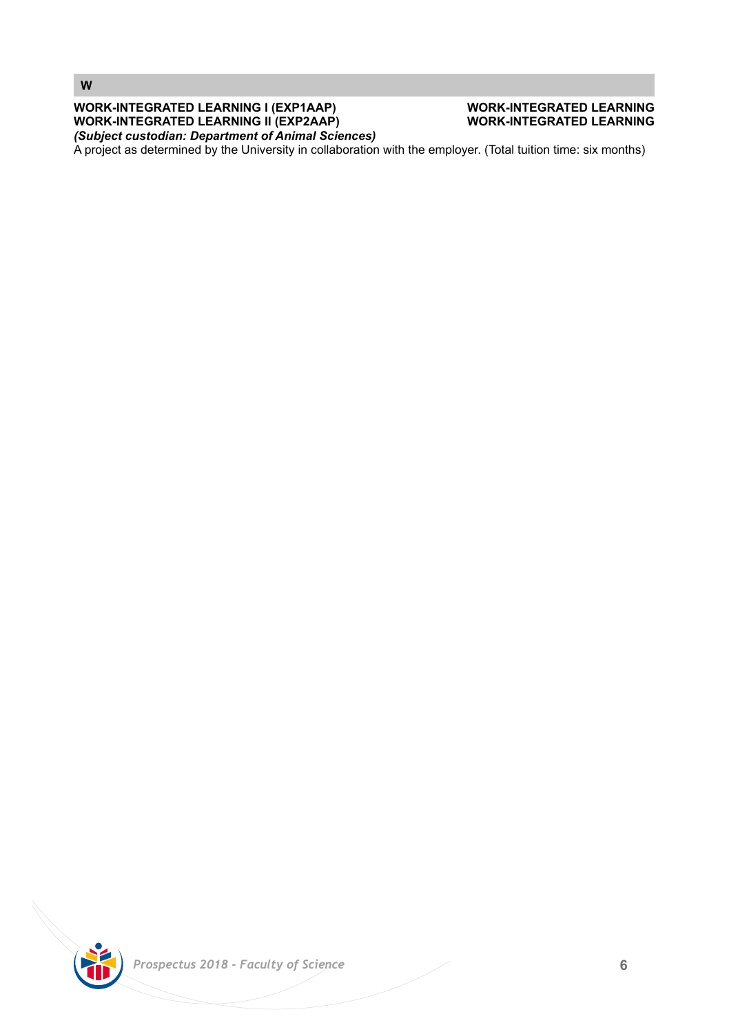## W

**WORK-INTEGRATED LEARNING I (EXP1AAP)** **WORK-INTEGRATED LEARNING**
**WORK-INTEGRATED LEARNING II (EXP2AAP)** **WORK-INTEGRATED LEARNING**
***(Subject custodian: Department of Animal Sciences)***
A project as determined by the University in collaboration with the employer. (Total tuition time: six months)